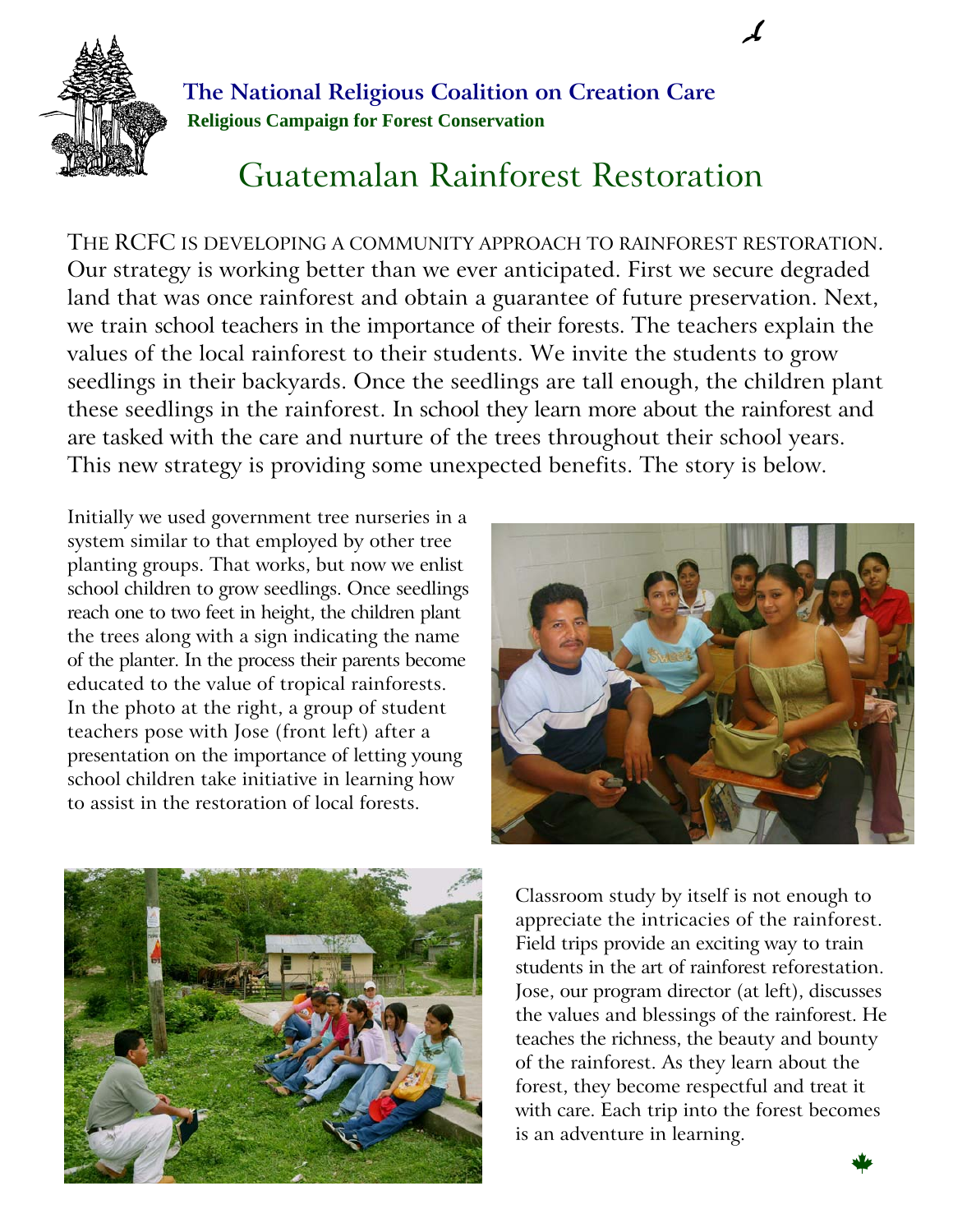**The National Religious Coalition on Creation Care**

**Religious Campaign for Forest Conservation**

# Guatemalan Rainforest Restoration

THE RCFC IS DEVELOPING A COMMUNITY APPROACH TO RAINFOREST RESTORATION. Our strategy is working better than we ever anticipated. First we secure degraded land that was once rainforest and obtain a guarantee of future preservation. Next, we train school teachers in the importance of their forests. The teachers explain the values of the local rainforest to their students. We invite the students to grow seedlings in their backyards. Once the seedlings are tall enough, the children plant these seedlings in the rainforest. In school they learn more about the rainforest and are tasked with the care and nurture of the trees throughout their school years. This new strategy is providing some unexpected benefits. The story is below.

Initially we used government tree nurseries in a system similar to that employed by other tree planting groups. That works, but now we enlist school children to grow seedlings. Once seedlings reach one to two feet in height, the children plant the trees along with a sign indicating the name of the planter. In the process their parents become educated to the value of tropical rainforests. In the photo at the right, a group of student teachers pose with Jose (front left) after a presentation on the importance of letting young school children take initiative in learning how to assist in the restoration of local forests.

Classroom study by itself is not enough to appreciate the intricacies of the rainforest. Field trips provide an exciting way to train students in the art of rainforest reforestation. Jose, our program director (at left), discusses the values and blessings of the rainforest. He teaches the richness, the beauty and bounty of the rainforest. As they learn about the forest, they become respectful and treat it with care. Each trip into the forest becomes is an adventure in learning.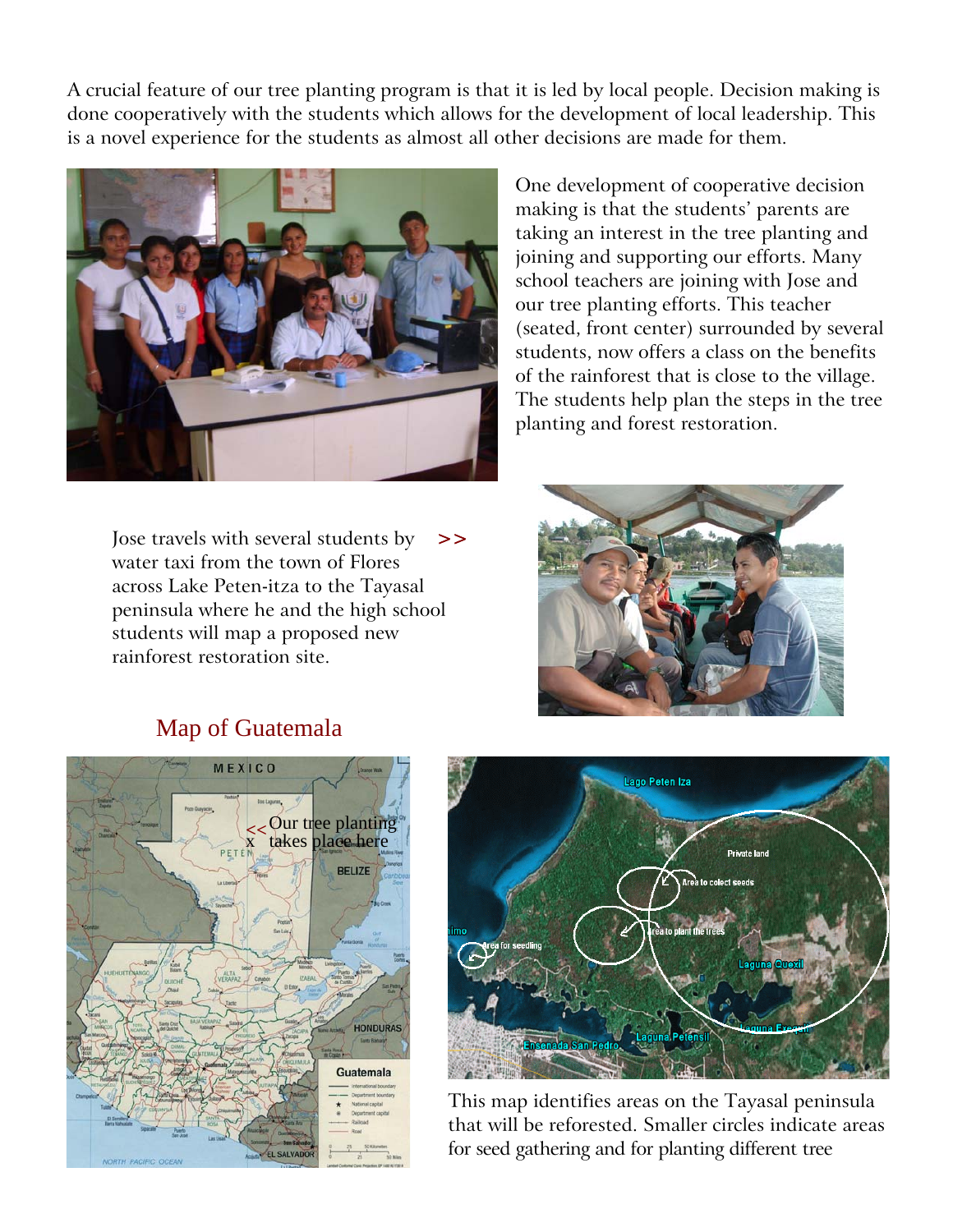A crucial feature of our tree planting program is that it is led by local people. Decision making is done cooperatively with the students which allows for the development of local leadership. This is a novel experience for the students as almost all other decisions are made for them.

One development of cooperative decision making is that the students' parents are taking an interest in the tree planting and joining and supporting our efforts. Many school teachers are joining with Jose and our tree planting efforts. This teacher (seated, front center) surrounded by several students, now offers a class on the benefits of the rainforest that is close to the village. The students help plan the steps in the tree planting and forest restoration.

Jose travels with several students by water taxi from the town of Flores across Lake Peten-itza to the Tayasal peninsula where he and the high school students will map a proposed new rainforest restoration site. >>

## Map of Guatemala

<< Our tree planting
x takes place here

This map identifies areas on the Tayasal peninsula that will be reforested. Smaller circles indicate areas for seed gathering and for planting different tree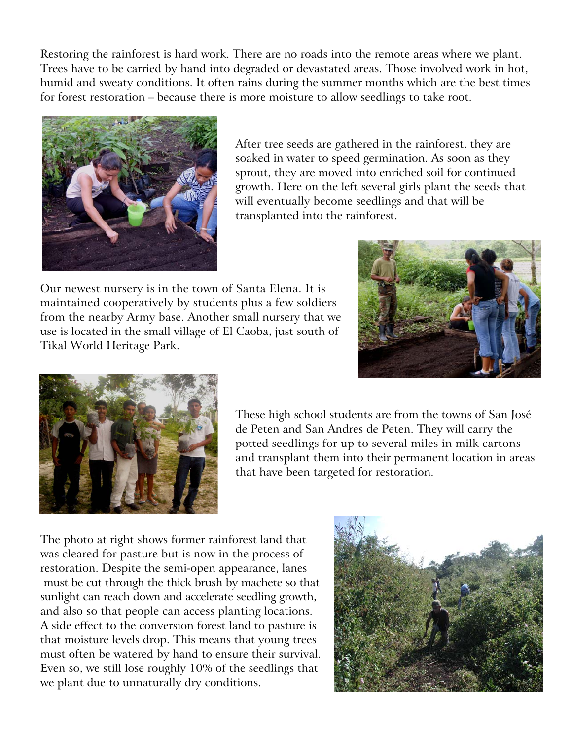Restoring the rainforest is hard work. There are no roads into the remote areas where we plant. Trees have to be carried by hand into degraded or devastated areas. Those involved work in hot, humid and sweaty conditions. It often rains during the summer months which are the best times for forest restoration – because there is more moisture to allow seedlings to take root.

After tree seeds are gathered in the rainforest, they are soaked in water to speed germination. As soon as they sprout, they are moved into enriched soil for continued growth. Here on the left several girls plant the seeds that will eventually become seedlings and that will be transplanted into the rainforest.

Our newest nursery is in the town of Santa Elena. It is maintained cooperatively by students plus a few soldiers from the nearby Army base. Another small nursery that we use is located in the small village of El Caoba, just south of Tikal World Heritage Park.

These high school students are from the towns of San José de Peten and San Andres de Peten. They will carry the potted seedlings for up to several miles in milk cartons and transplant them into their permanent location in areas that have been targeted for restoration.

The photo at right shows former rainforest land that was cleared for pasture but is now in the process of restoration. Despite the semi-open appearance, lanes must be cut through the thick brush by machete so that sunlight can reach down and accelerate seedling growth, and also so that people can access planting locations. A side effect to the conversion forest land to pasture is that moisture levels drop. This means that young trees must often be watered by hand to ensure their survival. Even so, we still lose roughly 10% of the seedlings that we plant due to unnaturally dry conditions.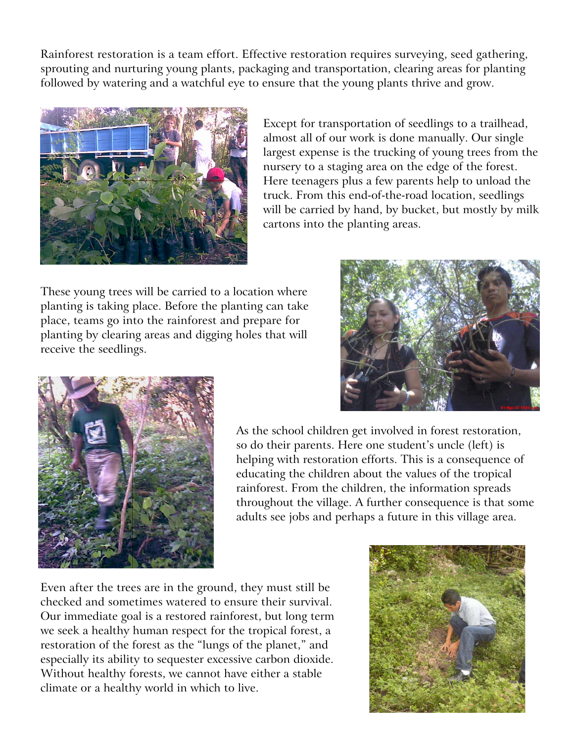Rainforest restoration is a team effort. Effective restoration requires surveying, seed gathering, sprouting and nurturing young plants, packaging and transportation, clearing areas for planting followed by watering and a watchful eye to ensure that the young plants thrive and grow.

Except for transportation of seedlings to a trailhead, almost all of our work is done manually. Our single largest expense is the trucking of young trees from the nursery to a staging area on the edge of the forest. Here teenagers plus a few parents help to unload the truck. From this end-of-the-road location, seedlings will be carried by hand, by bucket, but mostly by milk cartons into the planting areas.

These young trees will be carried to a location where planting is taking place. Before the planting can take place, teams go into the rainforest and prepare for planting by clearing areas and digging holes that will receive the seedlings.

As the school children get involved in forest restoration, so do their parents. Here one student's uncle (left) is helping with restoration efforts. This is a consequence of educating the children about the values of the tropical rainforest. From the children, the information spreads throughout the village. A further consequence is that some adults see jobs and perhaps a future in this village area.

Even after the trees are in the ground, they must still be checked and sometimes watered to ensure their survival. Our immediate goal is a restored rainforest, but long term we seek a healthy human respect for the tropical forest, a restoration of the forest as the "lungs of the planet," and especially its ability to sequester excessive carbon dioxide. Without healthy forests, we cannot have either a stable climate or a healthy world in which to live.